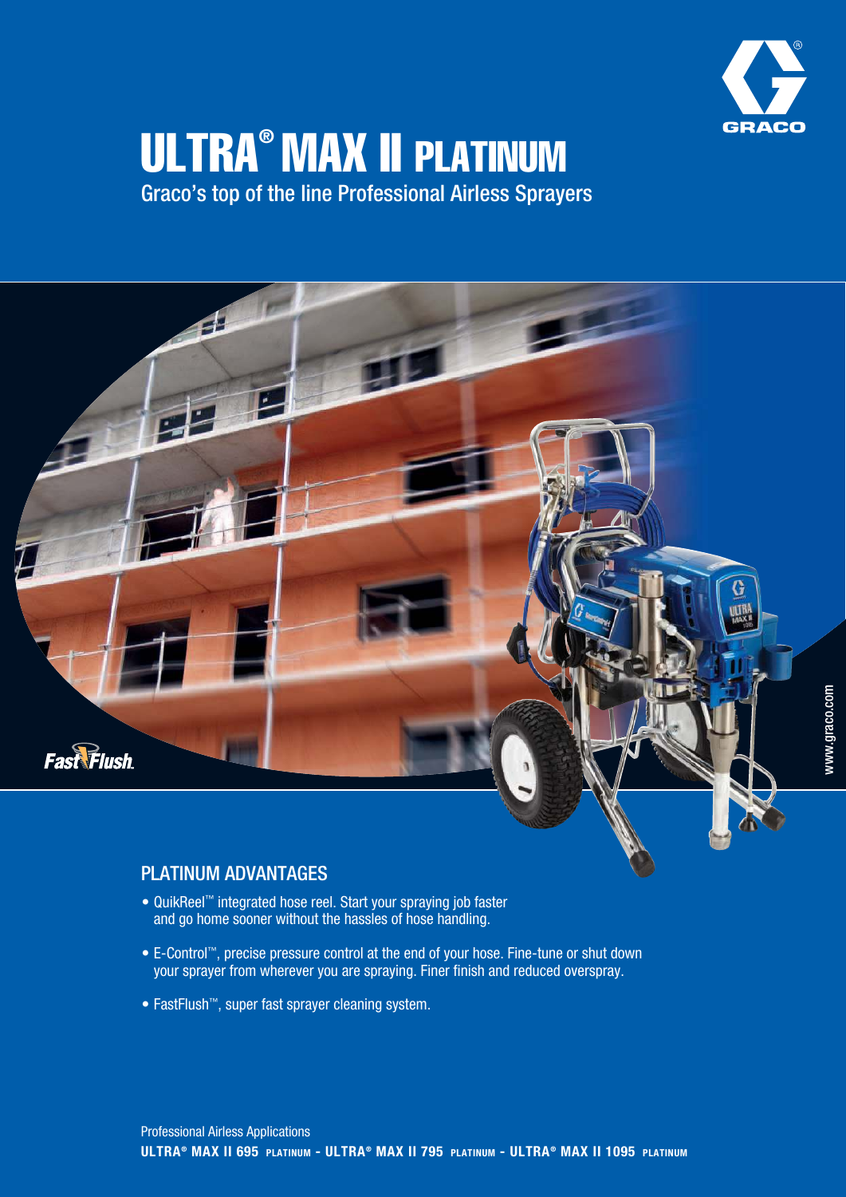# ULTRA® MAX II PLATINUM

Graco's top of the line Professional Airless Sprayers

Fast Flush

www.graco.com

## PLATINUM ADVANTAGES

- QuikReel™ integrated hose reel. Start your spraying job faster and go home sooner without the hassles of hose handling.
- E-Control™, precise pressure control at the end of your hose. Fine-tune or shut down your sprayer from wherever you are spraying. Finer finish and reduced overspray.
- FastFlush™, super fast sprayer cleaning system.

Professional Airless Applications

**ULTRA® MAX II 695 PLATINUM - ULTRA® MAX II 795 PLATINUM - ULTRA® MAX II 1095 PLATINUM**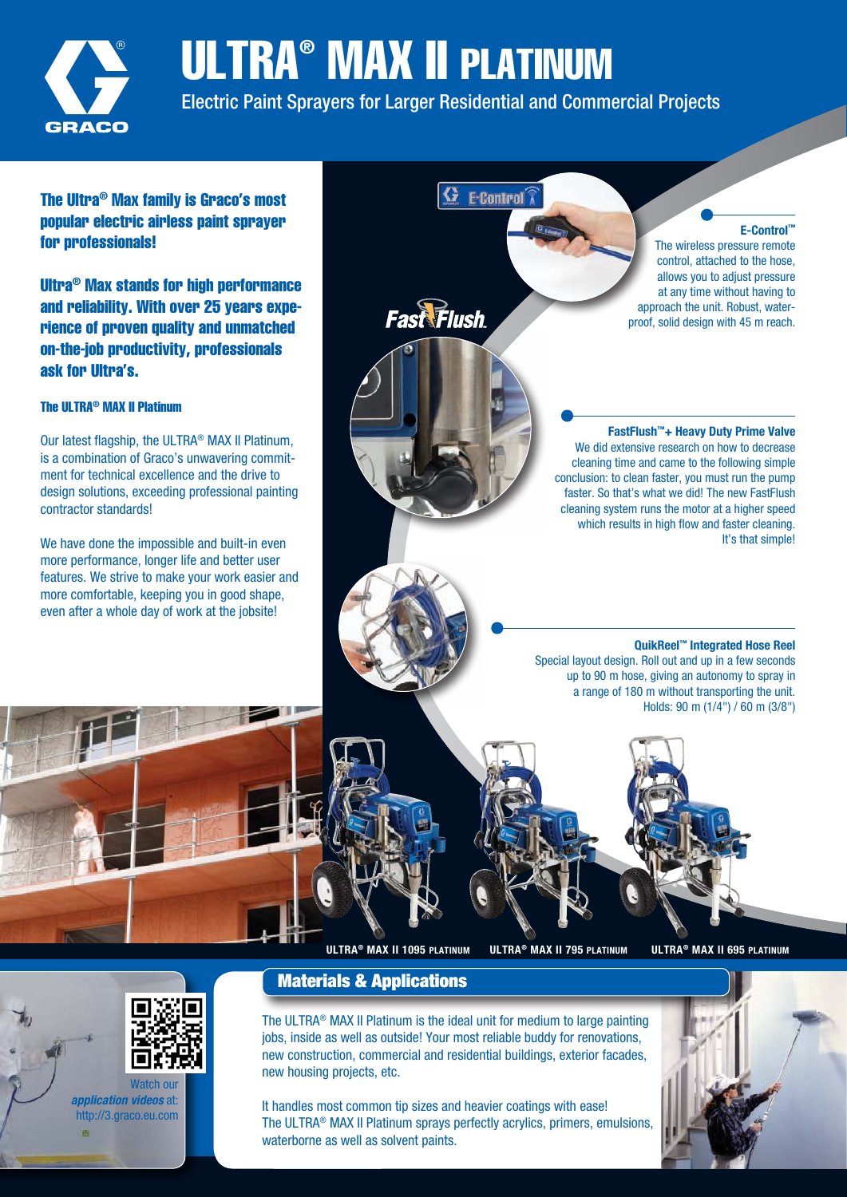# ULTRA® MAX II PLATINUM

Electric Paint Sprayers for Larger Residential and Commercial Projects

**The Ultra® Max family is Graco's most popular electric airless paint sprayer for professionals!**

**Ultra® Max stands for high performance and reliability. With over 25 years experience of proven quality and unmatched on-the-job productivity, professionals ask for Ultra's.**

### The ULTRA® MAX II Platinum

Our latest flagship, the ULTRA® MAX II Platinum, is a combination of Graco's unwavering commitment for technical excellence and the drive to design solutions, exceeding professional painting contractor standards!

We have done the impossible and built-in even more performance, longer life and better user features. We strive to make your work easier and more comfortable, keeping you in good shape, even after a whole day of work at the jobsite!

**E-Control™**
The wireless pressure remote control, attached to the hose, allows you to adjust pressure at any time without having to approach the unit. Robust, waterproof, solid design with 45 m reach.

**FastFlush™+ Heavy Duty Prime Valve**
We did extensive research on how to decrease cleaning time and came to the following simple conclusion: to clean faster, you must run the pump faster. So that's what we did! The new FastFlush cleaning system runs the motor at a higher speed which results in high flow and faster cleaning. It's that simple!

**QuikReel™ Integrated Hose Reel**
Special layout design. Roll out and up in a few seconds up to 90 m hose, giving an autonomy to spray in a range of 180 m without transporting the unit.
Holds: 90 m (1/4") / 60 m (3/8")

ULTRA® MAX II 1095 PLATINUM    ULTRA® MAX II 795 PLATINUM    ULTRA® MAX II 695 PLATINUM

Watch our *application videos* at: http://3.graco.eu.com

## Materials & Applications

The ULTRA® MAX II Platinum is the ideal unit for medium to large painting jobs, inside as well as outside! Your most reliable buddy for renovations, new construction, commercial and residential buildings, exterior facades, new housing projects, etc.

It handles most common tip sizes and heavier coatings with ease!
The ULTRA® MAX II Platinum sprays perfectly acrylics, primers, emulsions, waterborne as well as solvent paints.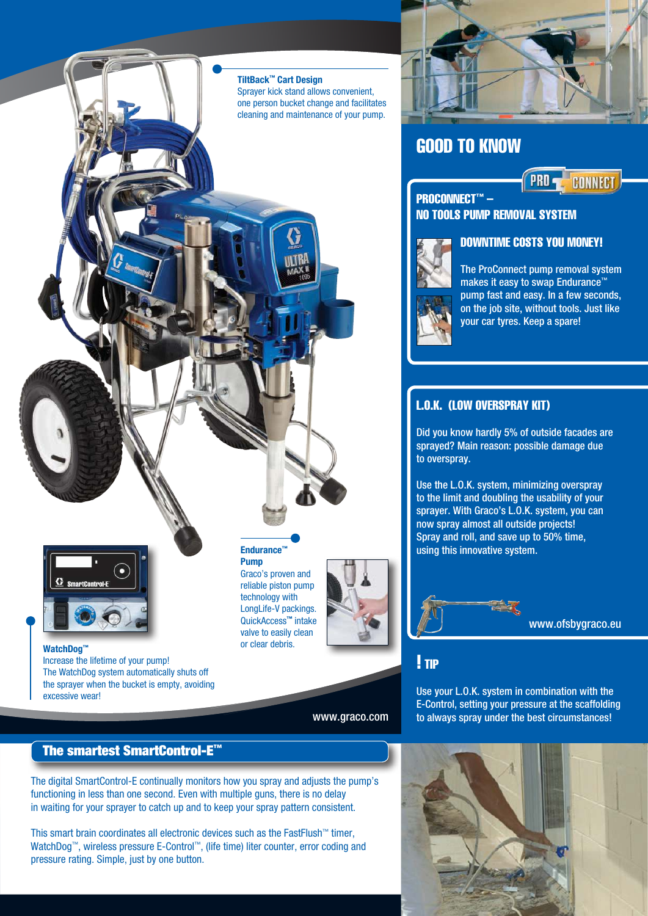**TiltBack™ Cart Design**
Sprayer kick stand allows convenient, one person bucket change and facilitates cleaning and maintenance of your pump.

**Endurance™ Pump**
Graco's proven and reliable piston pump technology with LongLife-V packings. QuickAccess™ intake valve to easily clean or clear debris.

**WatchDog™**
Increase the lifetime of your pump!
The WatchDog system automatically shuts off the sprayer when the bucket is empty, avoiding excessive wear!

www.graco.com

## The smartest SmartControl-E™

The digital SmartControl-E continually monitors how you spray and adjusts the pump's functioning in less than one second. Even with multiple guns, there is no delay in waiting for your sprayer to catch up and to keep your spray pattern consistent.

This smart brain coordinates all electronic devices such as the FastFlush™ timer, WatchDog™, wireless pressure E-Control™, (life time) liter counter, error coding and pressure rating. Simple, just by one button.

# GOOD TO KNOW

## PROCONNECT™ – NO TOOLS PUMP REMOVAL SYSTEM

### DOWNTIME COSTS YOU MONEY!

The ProConnect pump removal system makes it easy to swap Endurance™ pump fast and easy. In a few seconds, on the job site, without tools. Just like your car tyres. Keep a spare!

## L.O.K. (LOW OVERSPRAY KIT)

Did you know hardly 5% of outside facades are sprayed? Main reason: possible damage due to overspray.

Use the L.O.K. system, minimizing overspray to the limit and doubling the usability of your sprayer. With Graco's L.O.K. system, you can now spray almost all outside projects! Spray and roll, and save up to 50% time, using this innovative system.

www.ofsbygraco.eu

## ! TIP

Use your L.O.K. system in combination with the E-Control, setting your pressure at the scaffolding to always spray under the best circumstances!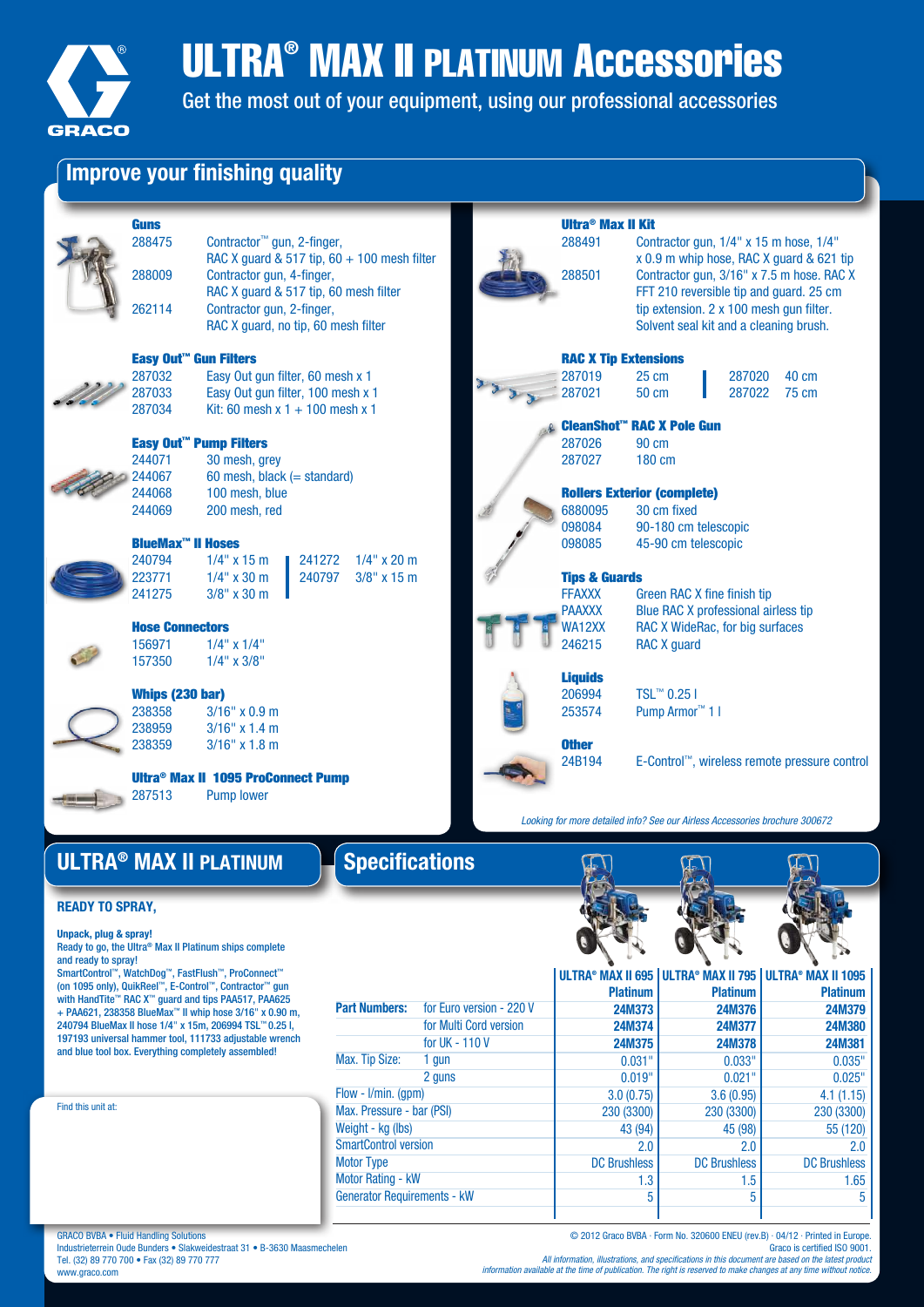# ULTRA® MAX II PLATINUM Accessories

Get the most out of your equipment, using our professional accessories

## Improve your finishing quality

### Guns

| | |
|---|---|
| 288475 | Contractor™ gun, 2-finger, RAC X guard & 517 tip, 60 + 100 mesh filter |
| 288009 | Contractor gun, 4-finger, RAC X guard & 517 tip, 60 mesh filter |
| 262114 | Contractor gun, 2-finger, RAC X guard, no tip, 60 mesh filter |

### Easy Out™ Gun Filters

| | |
|---|---|
| 287032 | Easy Out gun filter, 60 mesh x 1 |
| 287033 | Easy Out gun filter, 100 mesh x 1 |
| 287034 | Kit: 60 mesh x 1 + 100 mesh x 1 |

### Easy Out™ Pump Filters

| | |
|---|---|
| 244071 | 30 mesh, grey |
| 244067 | 60 mesh, black (= standard) |
| 244068 | 100 mesh, blue |
| 244069 | 200 mesh, red |

### BlueMax™ II Hoses

| | | | |
|---|---|---|---|
| 240794 | 1/4" x 15 m | 241272 | 1/4" x 20 m |
| 223771 | 1/4" x 30 m | 240797 | 3/8" x 15 m |
| 241275 | 3/8" x 30 m | | |

### Hose Connectors

| | |
|---|---|
| 156971 | 1/4" x 1/4" |
| 157350 | 1/4" x 3/8" |

### Whips (230 bar)

| | |
|---|---|
| 238358 | 3/16" x 0.9 m |
| 238959 | 3/16" x 1.4 m |
| 238359 | 3/16" x 1.8 m |

### Ultra® Max II 1095 ProConnect Pump

| | |
|---|---|
| 287513 | Pump lower |

### Ultra® Max II Kit

| | |
|---|---|
| 288491 | Contractor gun, 1/4" x 15 m hose, 1/4" x 0.9 m whip hose, RAC X guard & 621 tip |
| 288501 | Contractor gun, 3/16" x 7.5 m hose. RAC X FFT 210 reversible tip and guard. 25 cm tip extension. 2 x 100 mesh gun filter. Solvent seal kit and a cleaning brush. |

### RAC X Tip Extensions

| | | | |
|---|---|---|---|
| 287019 | 25 cm | 287020 | 40 cm |
| 287021 | 50 cm | 287022 | 75 cm |

### CleanShot™ RAC X Pole Gun

| | |
|---|---|
| 287026 | 90 cm |
| 287027 | 180 cm |

### Rollers Exterior (complete)

| | |
|---|---|
| 6880095 | 30 cm fixed |
| 098084 | 90-180 cm telescopic |
| 098085 | 45-90 cm telescopic |

### Tips & Guards

| | |
|---|---|
| FFAXXX | Green RAC X fine finish tip |
| PAAXXX | Blue RAC X professional airless tip |
| WA12XX | RAC X WideRac, for big surfaces |
| 246215 | RAC X guard |

### Liquids

| | |
|---|---|
| 206994 | TSL™ 0.25 l |
| 253574 | Pump Armor™ 1 l |

### Other

| | |
|---|---|
| 24B194 | E-Control™, wireless remote pressure control |

*Looking for more detailed info? See our Airless Accessories brochure 300672*

## ULTRA® MAX II PLATINUM

**READY TO SPRAY,**

**Unpack, plug & spray!**
Ready to go, the Ultra® Max II Platinum ships complete and ready to spray!
SmartControl™, WatchDog™, FastFlush™, ProConnect™ (on 1095 only), QuikReel™, E-Control™, Contractor™ gun with HandTite™ RAC X™ guard and tips PAA517, PAA625 + PAA621, 238358 BlueMax™ II whip hose 3/16" x 0.90 m, 240794 BlueMax II hose 1/4" x 15m, 206994 TSL™ 0.25 l, 197193 universal hammer tool, 111733 adjustable wrench and blue tool box. Everything completely assembled!

Find this unit at:

## Specifications

| | | ULTRA® MAX II 695 Platinum | ULTRA® MAX II 795 Platinum | ULTRA® MAX II 1095 Platinum |
|---|---|---|---|---|
| **Part Numbers:** | for Euro version - 220 V | **24M373** | **24M376** | **24M379** |
| | for Multi Cord version | **24M374** | **24M377** | **24M380** |
| | for UK - 110 V | **24M375** | **24M378** | **24M381** |
| Max. Tip Size: | 1 gun | 0.031" | 0.033" | 0.035" |
| | 2 guns | 0.019" | 0.021" | 0.025" |
| Flow - l/min. (gpm) | | 3.0 (0.75) | 3.6 (0.95) | 4.1 (1.15) |
| Max. Pressure - bar (PSI) | | 230 (3300) | 230 (3300) | 230 (3300) |
| Weight - kg (lbs) | | 43 (94) | 45 (98) | 55 (120) |
| SmartControl version | | 2.0 | 2.0 | 2.0 |
| Motor Type | | DC Brushless | DC Brushless | DC Brushless |
| Motor Rating - kW | | 1.3 | 1.5 | 1.65 |
| Generator Requirements - kW | | 5 | 5 | 5 |

GRACO BVBA • Fluid Handling Solutions
Industrieterrein Oude Bunders • Slakweidestraat 31 • B-3630 Maasmechelen
Tel. (32) 89 770 700 • Fax (32) 89 770 777
www.graco.com

© 2012 Graco BVBA · Form No. 320600 ENEU (rev.B) · 04/12 · Printed in Europe.
Graco is certified ISO 9001.
*All information, illustrations, and specifications in this document are based on the latest product information available at the time of publication. The right is reserved to make changes at any time without notice.*